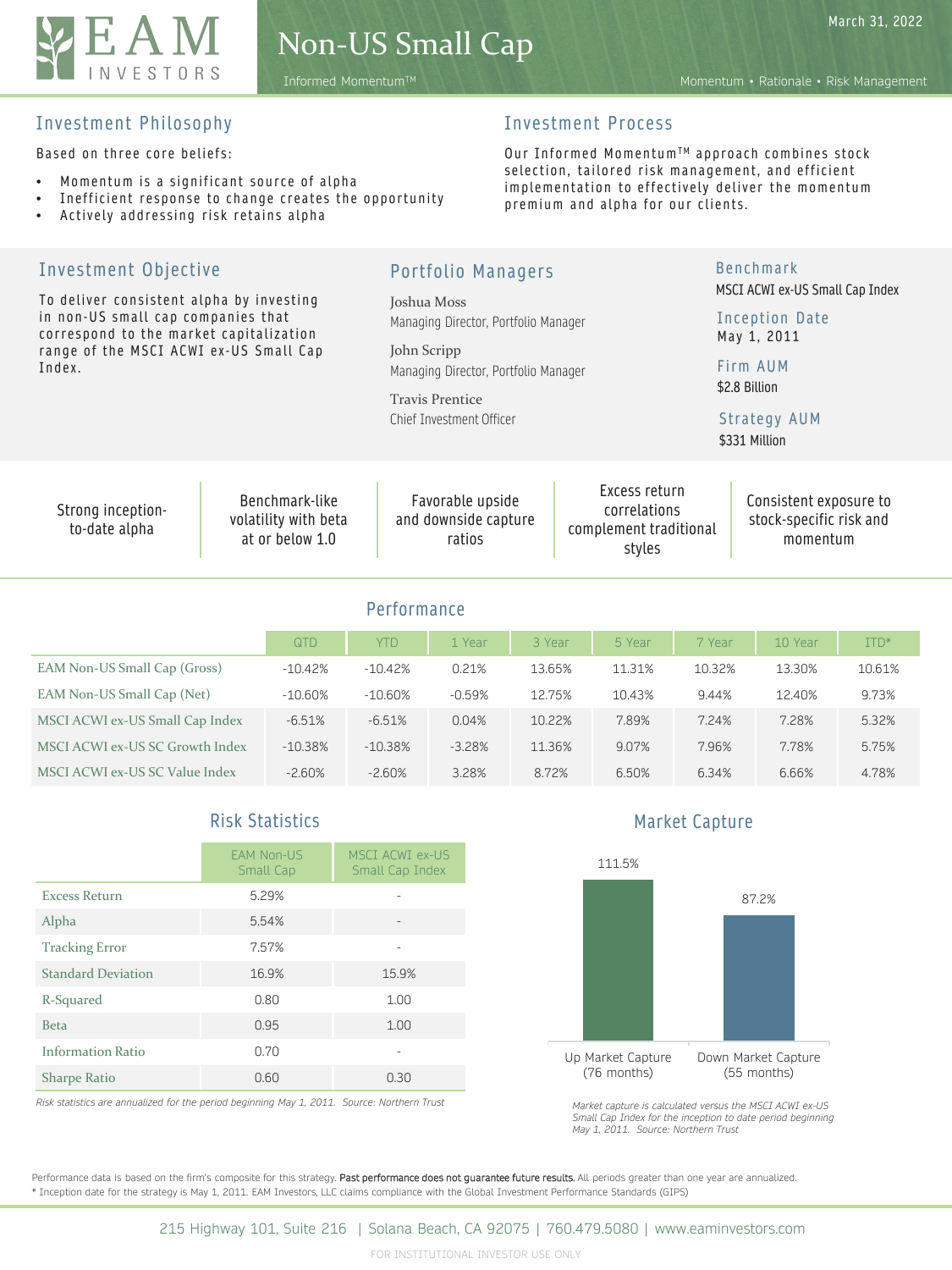# EAM INVESTORS

# Non-US Small Cap

Informed Momentum™

March 31, 2022

Momentum • Rationale • Risk Management

## Investment Philosophy

Based on three core beliefs:

- Momentum is a significant source of alpha
- Inefficient response to change creates the opportunity
- Actively addressing risk retains alpha

## Investment Process

Our Informed Momentum™ approach combines stock selection, tailored risk management, and efficient implementation to effectively deliver the momentum premium and alpha for our clients.

## Investment Objective

To deliver consistent alpha by investing in non-US small cap companies that correspond to the market capitalization range of the MSCI ACWI ex-US Small Cap Index.

## Portfolio Managers

Joshua Moss
Managing Director, Portfolio Manager

John Scripp
Managing Director, Portfolio Manager

Travis Prentice
Chief Investment Officer

**Benchmark**
MSCI ACWI ex-US Small Cap Index

**Inception Date**
May 1, 2011

**Firm AUM**
$2.8 Billion

**Strategy AUM**
$331 Million

| Strong inception-to-date alpha | Benchmark-like volatility with beta at or below 1.0 | Favorable upside and downside capture ratios | Excess return correlations complement traditional styles | Consistent exposure to stock-specific risk and momentum |
|---|---|---|---|---|

## Performance

| | QTD | YTD | 1 Year | 3 Year | 5 Year | 7 Year | 10 Year | ITD* |
|---|---|---|---|---|---|---|---|---|
| EAM Non-US Small Cap (Gross) | -10.42% | -10.42% | 0.21% | 13.65% | 11.31% | 10.32% | 13.30% | 10.61% |
| EAM Non-US Small Cap (Net) | -10.60% | -10.60% | -0.59% | 12.75% | 10.43% | 9.44% | 12.40% | 9.73% |
| MSCI ACWI ex-US Small Cap Index | -6.51% | -6.51% | 0.04% | 10.22% | 7.89% | 7.24% | 7.28% | 5.32% |
| MSCI ACWI ex-US SC Growth Index | -10.38% | -10.38% | -3.28% | 11.36% | 9.07% | 7.96% | 7.78% | 5.75% |
| MSCI ACWI ex-US SC Value Index | -2.60% | -2.60% | 3.28% | 8.72% | 6.50% | 6.34% | 6.66% | 4.78% |

## Risk Statistics

| | EAM Non-US Small Cap | MSCI ACWI ex-US Small Cap Index |
|---|---|---|
| Excess Return | 5.29% | - |
| Alpha | 5.54% | - |
| Tracking Error | 7.57% | - |
| Standard Deviation | 16.9% | 15.9% |
| R-Squared | 0.80 | 1.00 |
| Beta | 0.95 | 1.00 |
| Information Ratio | 0.70 | - |
| Sharpe Ratio | 0.60 | 0.30 |

*Risk statistics are annualized for the period beginning May 1, 2011. Source: Northern Trust*

## Market Capture

| Up Market Capture (76 months) | Down Market Capture (55 months) |
|---|---|
| 111.5% | 87.2% |

*Market capture is calculated versus the MSCI ACWI ex-US Small Cap Index for the inception to date period beginning May 1, 2011. Source: Northern Trust*

Performance data is based on the firm's composite for this strategy. **Past performance does not guarantee future results.** All periods greater than one year are annualized.
* Inception date for the strategy is May 1, 2011. EAM Investors, LLC claims compliance with the Global Investment Performance Standards (GIPS)

215 Highway 101, Suite 216 | Solana Beach, CA 92075 | 760.479.5080 | www.eaminvestors.com

FOR INSTITUTIONAL INVESTOR USE ONLY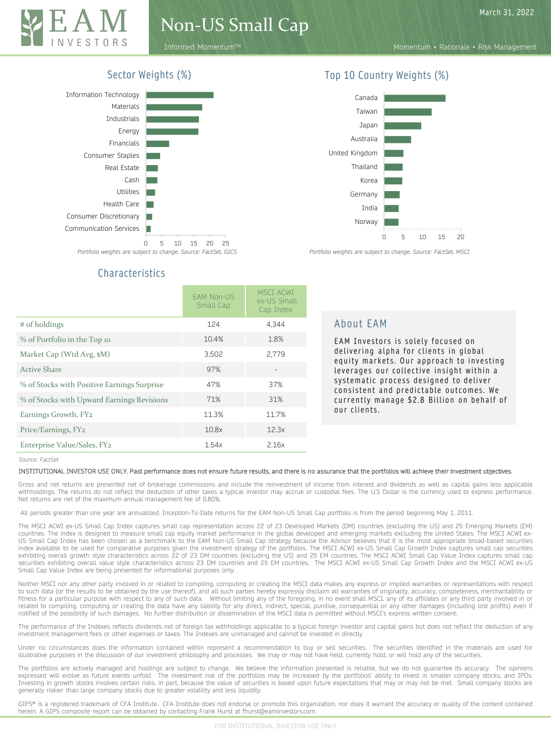# Non-US Small Cap

Informed Momentum™

March 31, 2022

Momentum • Rationale • Risk Management

## Sector Weights (%)

Information Technology
Materials
Industrials
Energy
Financials
Consumer Staples
Real Estate
Cash
Utilities
Health Care
Consumer Discretionary
Communication Services

0 5 10 15 20 25

*Portfolio weights are subject to change. Source: FactSet, GICS*

## Top 10 Country Weights (%)

Canada
Taiwan
Japan
Australia
United Kingdom
Thailand
Korea
Germany
India
Norway

0 5 10 15 20

*Portfolio weights are subject to change. Source: FactSet, MSCI*

## Characteristics

| | EAM Non-US Small Cap | MSCI ACWI ex-US Small Cap Index |
|---|---|---|
| # of holdings | 124 | 4,344 |
| % of Portfolio in the Top 10 | 10.4% | 1.8% |
| Market Cap (Wtd Avg, $M) | 3,502 | 2,779 |
| Active Share | 97% | - |
| % of Stocks with Positive Earnings Surprise | 47% | 37% |
| % of Stocks with Upward Earnings Revisions | 71% | 31% |
| Earnings Growth, FY2 | 11.3% | 11.7% |
| Price/Earnings, FY2 | 10.8x | 12.3x |
| Enterprise Value/Sales, FY2 | 1.54x | 2.16x |

*Source: FactSet*

## About EAM

EAM Investors is solely focused on delivering alpha for clients in global equity markets. Our approach to investing leverages our collective insight within a systematic process designed to deliver consistent and predictable outcomes. We currently manage $2.8 Billion on behalf of our clients.

INSTITUTIONAL INVESTOR USE ONLY. Past performance does not ensure future results, and there is no assurance that the portfolios will achieve their investment objectives.

Gross and net returns are presented net of brokerage commissions and include the reinvestment of income from interest and dividends as well as capital gains less applicable withholdings. The returns do not reflect the deduction of other taxes a typical investor may accrue or custodial fees. The U.S Dollar is the currency used to express performance. Net returns are net of the maximum annual management fee of 0.80%.

All periods greater than one year are annualized. Inception-To-Date returns for the EAM Non-US Small Cap portfolio is from the period beginning May 1, 2011.

The MSCI ACWI ex-US Small Cap Index captures small cap representation across 22 of 23 Developed Markets (DM) countries (excluding the US) and 25 Emerging Markets (EM) countries. The index is designed to measure small cap equity market performance in the global developed and emerging markets excluding the United States. The MSCI ACWI ex-US Small Cap Index has been chosen as a benchmark to the EAM Non-US Small Cap strategy because the Advisor believes that it is the most appropriate broad-based securities index available to be used for comparative purposes given the investment strategy of the portfolios. The MSCI ACWI ex-US Small Cap Growth Index captures small cap securities exhibiting overall growth style characteristics across 22 of 23 DM countries (excluding the US) and 25 EM countries. The MSCI ACWI Small Cap Value Index captures small cap securities exhibiting overall value style characteristics across 23 DM countries and 25 EM countries. The MSCI ACWI ex-US Small Cap Growth Index and the MSCI ACWI ex-US Small Cap Value Index are being presented for informational purposes only.

Neither MSCI nor any other party involved in or related to compiling, computing or creating the MSCI data makes any express or implied warranties or representations with respect to such data (or the results to be obtained by the use thereof), and all such parties hereby expressly disclaim all warranties of originality, accuracy, completeness, merchantability or fitness for a particular purpose with respect to any of such data. Without limiting any of the foregoing, in no event shall MSCI, any of its affiliates or any third party involved in or related to compiling, computing or creating the data have any liability for any direct, indirect, special, punitive, consequential or any other damages (including lost profits) even if notified of the possibility of such damages. No further distribution or dissemination of the MSCI data is permitted without MSCI's express written consent.

The performance of the Indexes reflects dividends net of foreign tax withholdings applicable to a typical foreign investor and capital gains but does not reflect the deduction of any investment management fees or other expenses or taxes. The Indexes are unmanaged and cannot be invested in directly.

Under no circumstances does the information contained within represent a recommendation to buy or sell securities. The securities identified in the materials are used for illustrative purposes in the discussion of our investment philosophy and processes. We may or may not have held, currently hold, or will hold any of the securities.

The portfolios are actively managed and holdings are subject to change. We believe the information presented is reliable, but we do not guarantee its accuracy. The opinions expressed will evolve as future events unfold. The investment risk of the portfolios may be increased by the portfolios' ability to invest in smaller company stocks, and IPOs. Investing in growth stocks involves certain risks, in part, because the value of securities is based upon future expectations that may or may not be met. Small company stocks are generally riskier than large company stocks due to greater volatility and less liquidity.

GIPS® is a registered trademark of CFA Institute. CFA Institute does not endorse or promote this organization, nor does it warrant the accuracy or quality of the content contained herein. A GIPS composite report can be obtained by contacting Frank Hurst at fhurst@eaminvestors.com.

FOR INSTITUTIONAL INVESTOR USE ONLY